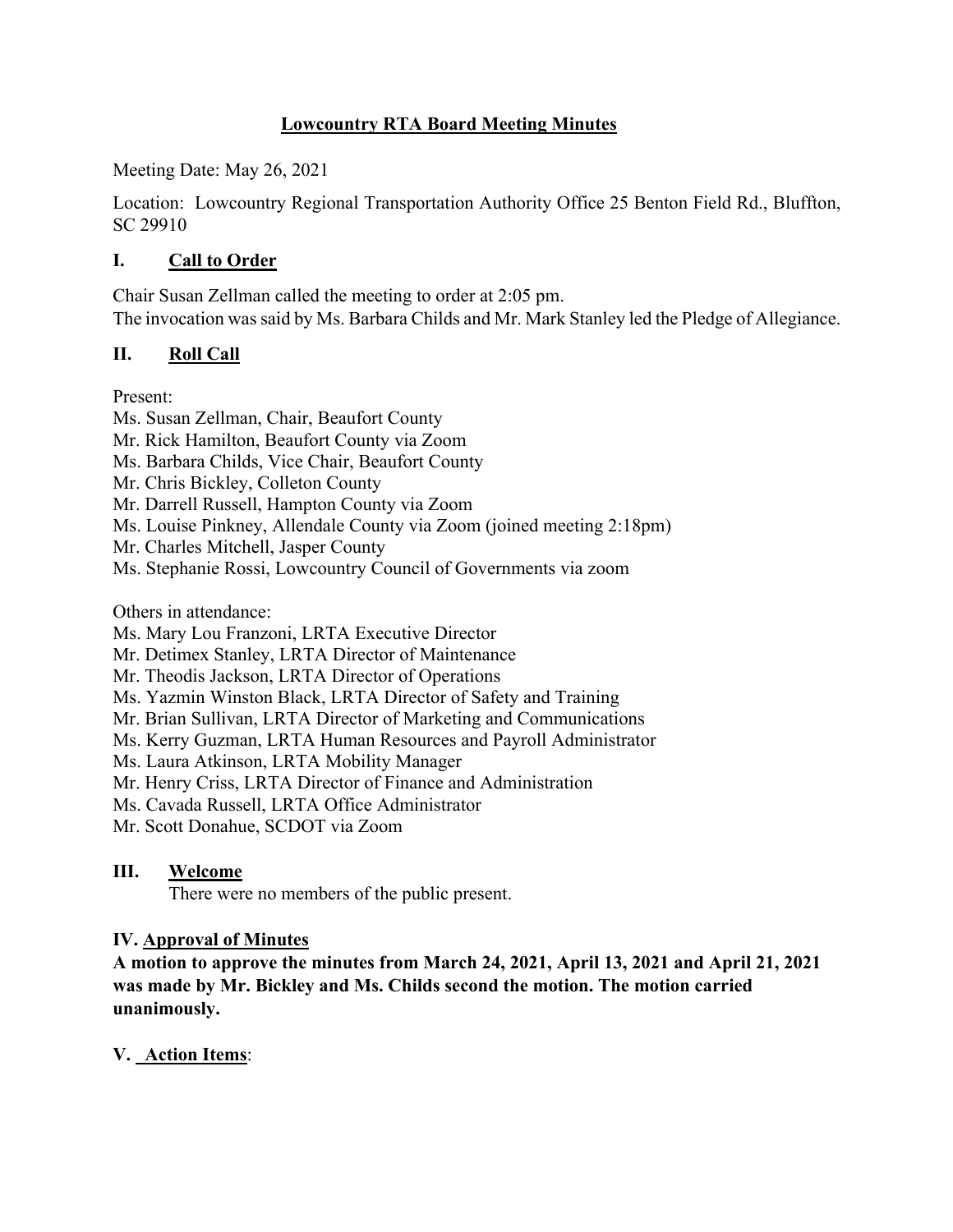# Lowcountry RTA Board Meeting Minutes

Meeting Date: May 26, 2021

Location: Lowcountry Regional Transportation Authority Office 25 Benton Field Rd., Bluffton, SC 29910

## I. Call to Order

Chair Susan Zellman called the meeting to order at 2:05 pm.
The invocation was said by Ms. Barbara Childs and Mr. Mark Stanley led the Pledge of Allegiance.

## II. Roll Call

Present:
Ms. Susan Zellman, Chair, Beaufort County
Mr. Rick Hamilton, Beaufort County via Zoom
Ms. Barbara Childs, Vice Chair, Beaufort County
Mr. Chris Bickley, Colleton County
Mr. Darrell Russell, Hampton County via Zoom
Ms. Louise Pinkney, Allendale County via Zoom (joined meeting 2:18pm)
Mr. Charles Mitchell, Jasper County
Ms. Stephanie Rossi, Lowcountry Council of Governments via zoom

Others in attendance:
Ms. Mary Lou Franzoni, LRTA Executive Director
Mr. Detimex Stanley, LRTA Director of Maintenance
Mr. Theodis Jackson, LRTA Director of Operations
Ms. Yazmin Winston Black, LRTA Director of Safety and Training
Mr. Brian Sullivan, LRTA Director of Marketing and Communications
Ms. Kerry Guzman, LRTA Human Resources and Payroll Administrator
Ms. Laura Atkinson, LRTA Mobility Manager
Mr. Henry Criss, LRTA Director of Finance and Administration
Ms. Cavada Russell, LRTA Office Administrator
Mr. Scott Donahue, SCDOT via Zoom

## III. Welcome

There were no members of the public present.

## IV. Approval of Minutes

**A motion to approve the minutes from March 24, 2021, April 13, 2021 and April 21, 2021 was made by Mr. Bickley and Ms. Childs second the motion. The motion carried unanimously.**

## V. Action Items: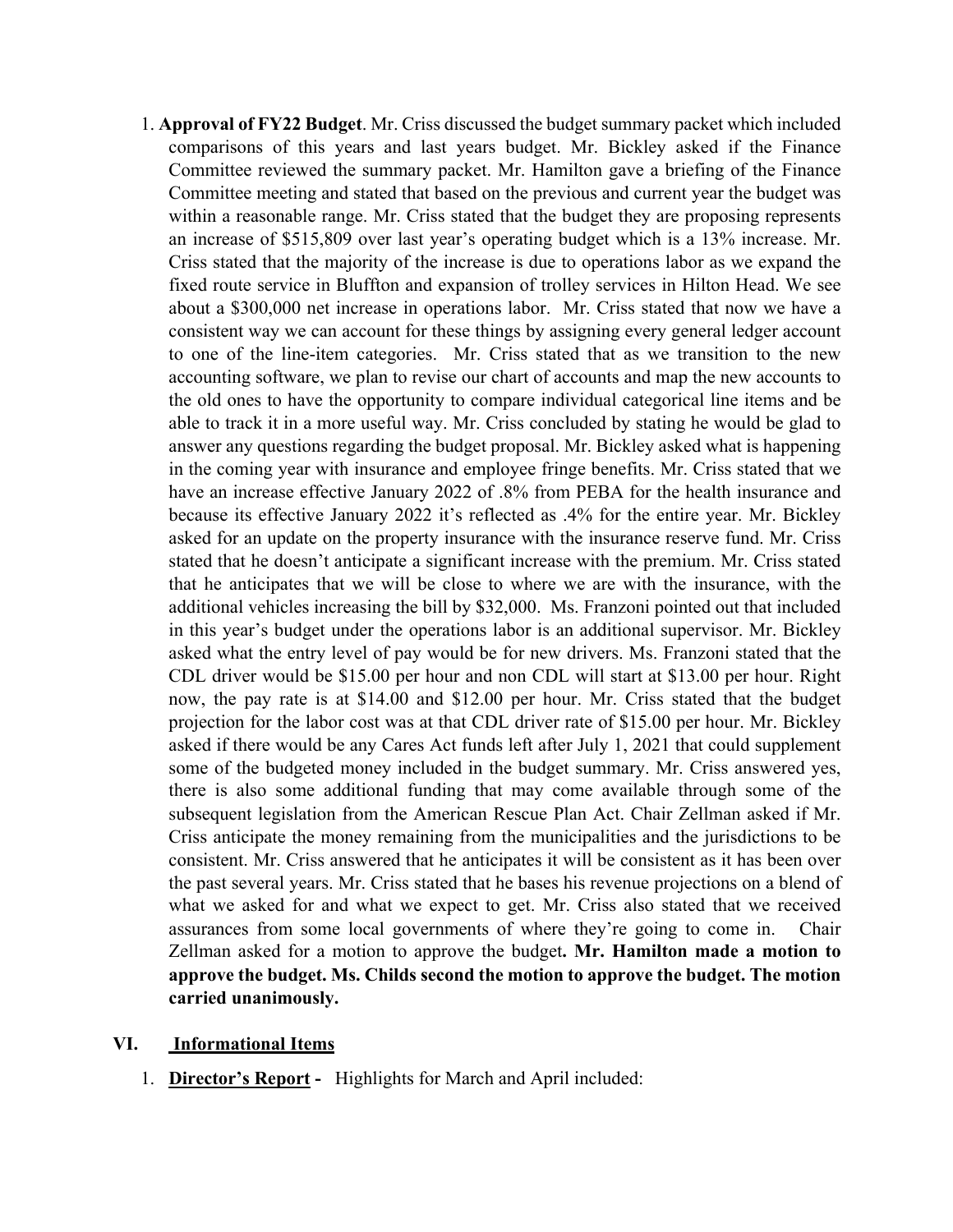1. **Approval of FY22 Budget**. Mr. Criss discussed the budget summary packet which included comparisons of this years and last years budget. Mr. Bickley asked if the Finance Committee reviewed the summary packet. Mr. Hamilton gave a briefing of the Finance Committee meeting and stated that based on the previous and current year the budget was within a reasonable range. Mr. Criss stated that the budget they are proposing represents an increase of $515,809 over last year's operating budget which is a 13% increase. Mr. Criss stated that the majority of the increase is due to operations labor as we expand the fixed route service in Bluffton and expansion of trolley services in Hilton Head. We see about a $300,000 net increase in operations labor. Mr. Criss stated that now we have a consistent way we can account for these things by assigning every general ledger account to one of the line-item categories. Mr. Criss stated that as we transition to the new accounting software, we plan to revise our chart of accounts and map the new accounts to the old ones to have the opportunity to compare individual categorical line items and be able to track it in a more useful way. Mr. Criss concluded by stating he would be glad to answer any questions regarding the budget proposal. Mr. Bickley asked what is happening in the coming year with insurance and employee fringe benefits. Mr. Criss stated that we have an increase effective January 2022 of .8% from PEBA for the health insurance and because its effective January 2022 it's reflected as .4% for the entire year. Mr. Bickley asked for an update on the property insurance with the insurance reserve fund. Mr. Criss stated that he doesn't anticipate a significant increase with the premium. Mr. Criss stated that he anticipates that we will be close to where we are with the insurance, with the additional vehicles increasing the bill by $32,000. Ms. Franzoni pointed out that included in this year's budget under the operations labor is an additional supervisor. Mr. Bickley asked what the entry level of pay would be for new drivers. Ms. Franzoni stated that the CDL driver would be $15.00 per hour and non CDL will start at $13.00 per hour. Right now, the pay rate is at $14.00 and $12.00 per hour. Mr. Criss stated that the budget projection for the labor cost was at that CDL driver rate of $15.00 per hour. Mr. Bickley asked if there would be any Cares Act funds left after July 1, 2021 that could supplement some of the budgeted money included in the budget summary. Mr. Criss answered yes, there is also some additional funding that may come available through some of the subsequent legislation from the American Rescue Plan Act. Chair Zellman asked if Mr. Criss anticipate the money remaining from the municipalities and the jurisdictions to be consistent. Mr. Criss answered that he anticipates it will be consistent as it has been over the past several years. Mr. Criss stated that he bases his revenue projections on a blend of what we asked for and what we expect to get. Mr. Criss also stated that we received assurances from some local governments of where they're going to come in. Chair Zellman asked for a motion to approve the budget**. Mr. Hamilton made a motion to approve the budget. Ms. Childs second the motion to approve the budget. The motion carried unanimously.**

## VI. Informational Items

1. **Director's Report -** Highlights for March and April included: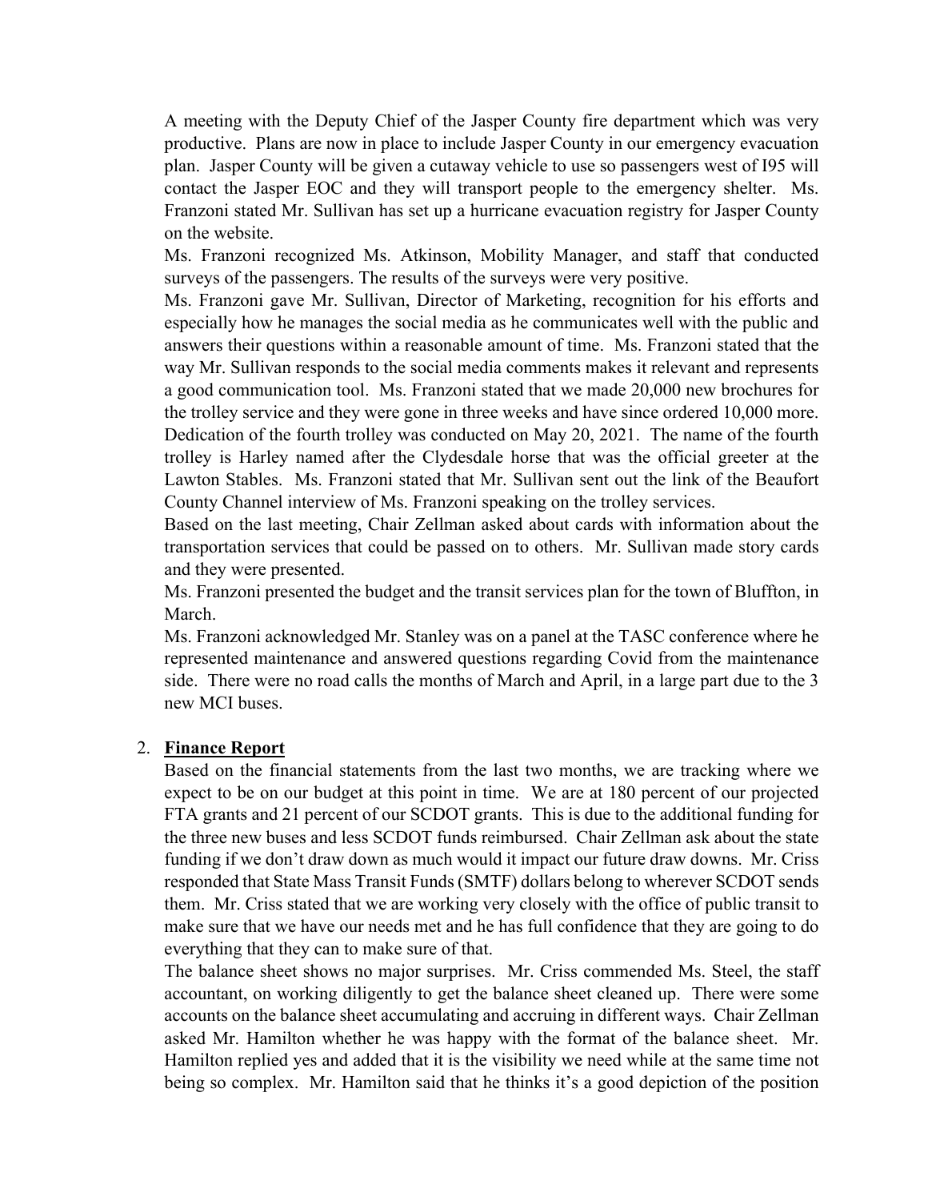A meeting with the Deputy Chief of the Jasper County fire department which was very productive. Plans are now in place to include Jasper County in our emergency evacuation plan. Jasper County will be given a cutaway vehicle to use so passengers west of I95 will contact the Jasper EOC and they will transport people to the emergency shelter. Ms. Franzoni stated Mr. Sullivan has set up a hurricane evacuation registry for Jasper County on the website.

Ms. Franzoni recognized Ms. Atkinson, Mobility Manager, and staff that conducted surveys of the passengers. The results of the surveys were very positive.

Ms. Franzoni gave Mr. Sullivan, Director of Marketing, recognition for his efforts and especially how he manages the social media as he communicates well with the public and answers their questions within a reasonable amount of time. Ms. Franzoni stated that the way Mr. Sullivan responds to the social media comments makes it relevant and represents a good communication tool. Ms. Franzoni stated that we made 20,000 new brochures for the trolley service and they were gone in three weeks and have since ordered 10,000 more. Dedication of the fourth trolley was conducted on May 20, 2021. The name of the fourth trolley is Harley named after the Clydesdale horse that was the official greeter at the Lawton Stables. Ms. Franzoni stated that Mr. Sullivan sent out the link of the Beaufort County Channel interview of Ms. Franzoni speaking on the trolley services.

Based on the last meeting, Chair Zellman asked about cards with information about the transportation services that could be passed on to others. Mr. Sullivan made story cards and they were presented.

Ms. Franzoni presented the budget and the transit services plan for the town of Bluffton, in March.

Ms. Franzoni acknowledged Mr. Stanley was on a panel at the TASC conference where he represented maintenance and answered questions regarding Covid from the maintenance side. There were no road calls the months of March and April, in a large part due to the 3 new MCI buses.

2. **Finance Report**

   Based on the financial statements from the last two months, we are tracking where we expect to be on our budget at this point in time. We are at 180 percent of our projected FTA grants and 21 percent of our SCDOT grants. This is due to the additional funding for the three new buses and less SCDOT funds reimbursed. Chair Zellman ask about the state funding if we don't draw down as much would it impact our future draw downs. Mr. Criss responded that State Mass Transit Funds (SMTF) dollars belong to wherever SCDOT sends them. Mr. Criss stated that we are working very closely with the office of public transit to make sure that we have our needs met and he has full confidence that they are going to do everything that they can to make sure of that.

   The balance sheet shows no major surprises. Mr. Criss commended Ms. Steel, the staff accountant, on working diligently to get the balance sheet cleaned up. There were some accounts on the balance sheet accumulating and accruing in different ways. Chair Zellman asked Mr. Hamilton whether he was happy with the format of the balance sheet. Mr. Hamilton replied yes and added that it is the visibility we need while at the same time not being so complex. Mr. Hamilton said that he thinks it's a good depiction of the position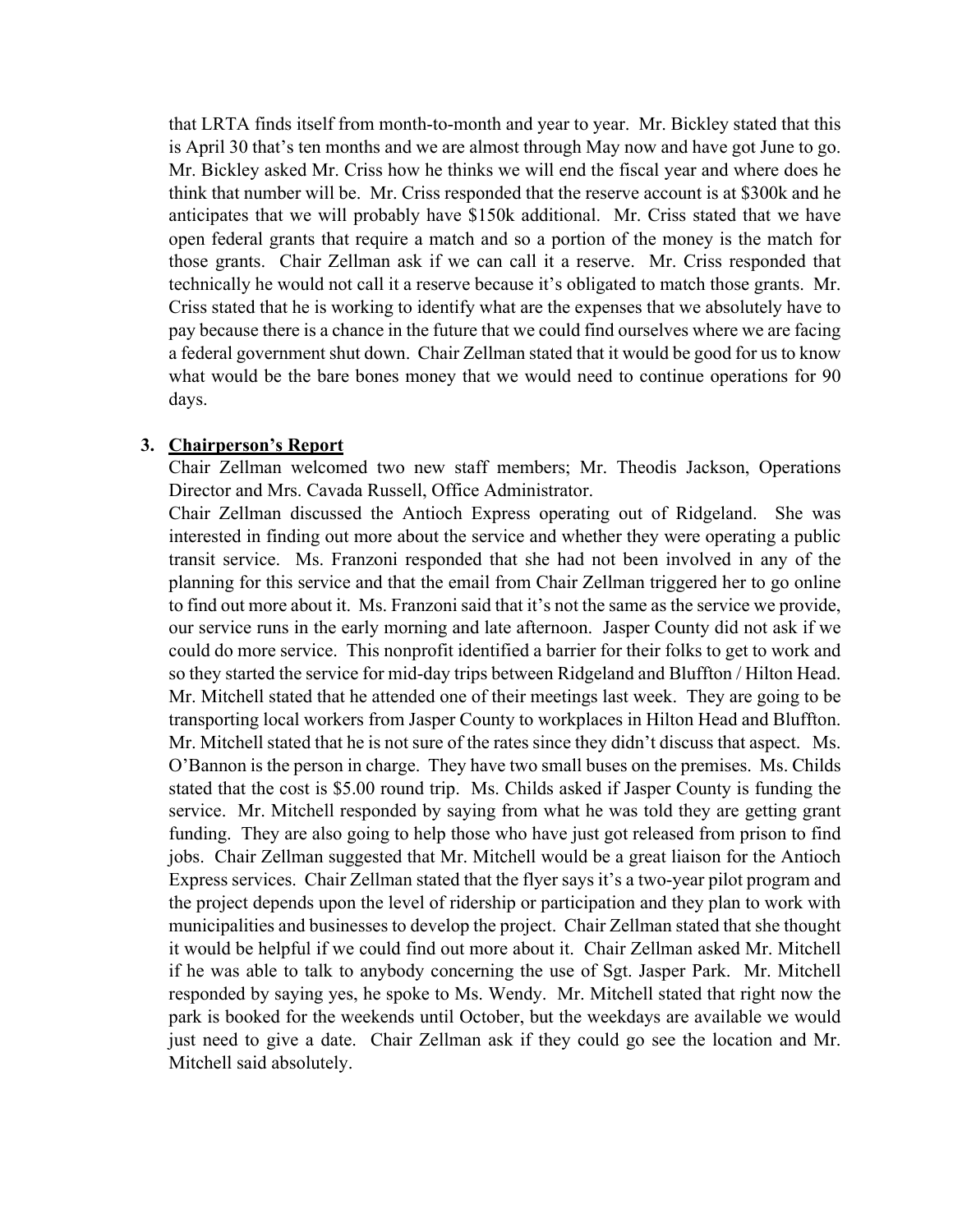that LRTA finds itself from month-to-month and year to year. Mr. Bickley stated that this is April 30 that's ten months and we are almost through May now and have got June to go. Mr. Bickley asked Mr. Criss how he thinks we will end the fiscal year and where does he think that number will be. Mr. Criss responded that the reserve account is at $300k and he anticipates that we will probably have $150k additional. Mr. Criss stated that we have open federal grants that require a match and so a portion of the money is the match for those grants. Chair Zellman ask if we can call it a reserve. Mr. Criss responded that technically he would not call it a reserve because it's obligated to match those grants. Mr. Criss stated that he is working to identify what are the expenses that we absolutely have to pay because there is a chance in the future that we could find ourselves where we are facing a federal government shut down. Chair Zellman stated that it would be good for us to know what would be the bare bones money that we would need to continue operations for 90 days.

**3. Chairperson's Report**

Chair Zellman welcomed two new staff members; Mr. Theodis Jackson, Operations Director and Mrs. Cavada Russell, Office Administrator.

Chair Zellman discussed the Antioch Express operating out of Ridgeland. She was interested in finding out more about the service and whether they were operating a public transit service. Ms. Franzoni responded that she had not been involved in any of the planning for this service and that the email from Chair Zellman triggered her to go online to find out more about it. Ms. Franzoni said that it's not the same as the service we provide, our service runs in the early morning and late afternoon. Jasper County did not ask if we could do more service. This nonprofit identified a barrier for their folks to get to work and so they started the service for mid-day trips between Ridgeland and Bluffton / Hilton Head. Mr. Mitchell stated that he attended one of their meetings last week. They are going to be transporting local workers from Jasper County to workplaces in Hilton Head and Bluffton. Mr. Mitchell stated that he is not sure of the rates since they didn't discuss that aspect. Ms. O'Bannon is the person in charge. They have two small buses on the premises. Ms. Childs stated that the cost is $5.00 round trip. Ms. Childs asked if Jasper County is funding the service. Mr. Mitchell responded by saying from what he was told they are getting grant funding. They are also going to help those who have just got released from prison to find jobs. Chair Zellman suggested that Mr. Mitchell would be a great liaison for the Antioch Express services. Chair Zellman stated that the flyer says it's a two-year pilot program and the project depends upon the level of ridership or participation and they plan to work with municipalities and businesses to develop the project. Chair Zellman stated that she thought it would be helpful if we could find out more about it. Chair Zellman asked Mr. Mitchell if he was able to talk to anybody concerning the use of Sgt. Jasper Park. Mr. Mitchell responded by saying yes, he spoke to Ms. Wendy. Mr. Mitchell stated that right now the park is booked for the weekends until October, but the weekdays are available we would just need to give a date. Chair Zellman ask if they could go see the location and Mr. Mitchell said absolutely.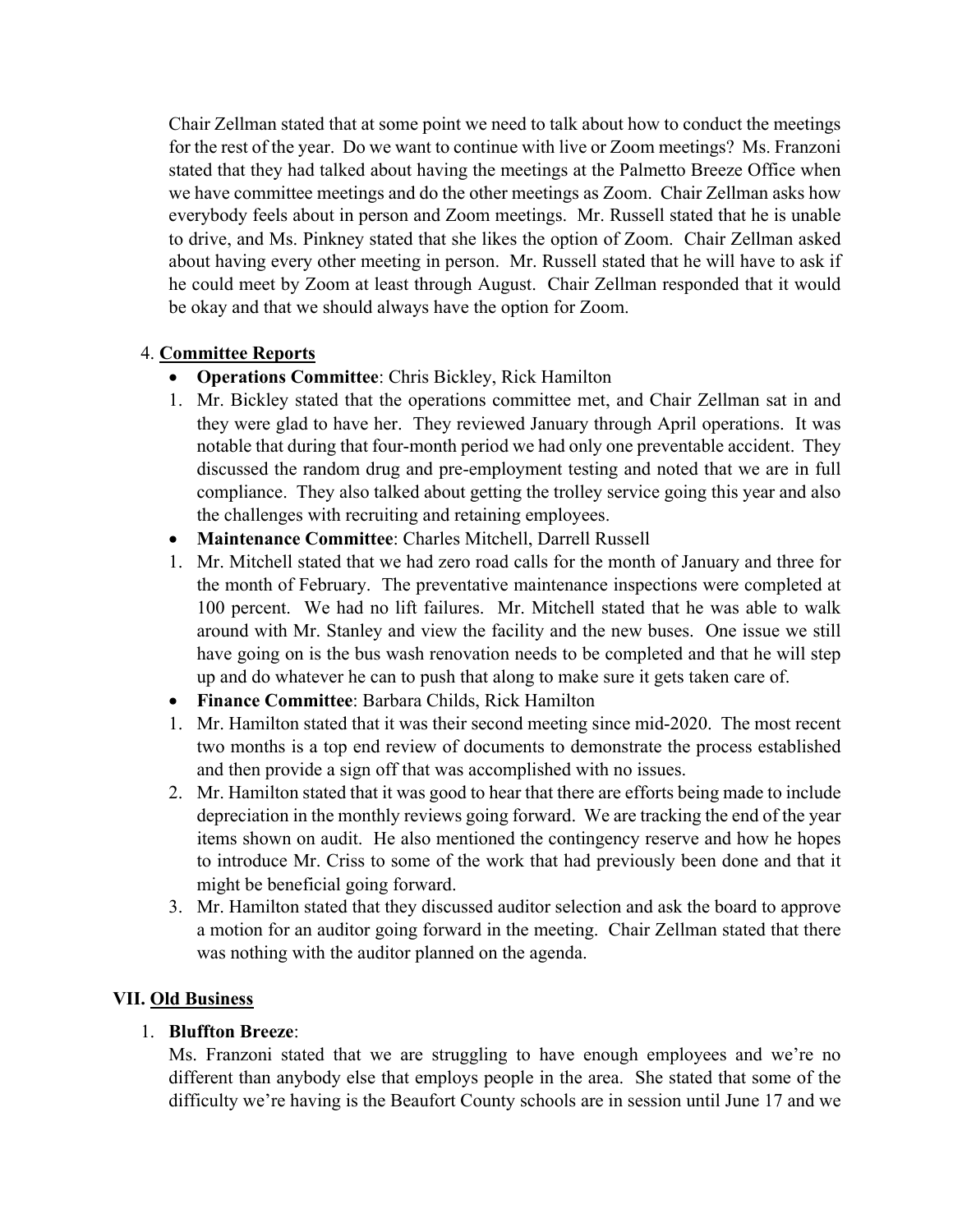Chair Zellman stated that at some point we need to talk about how to conduct the meetings for the rest of the year. Do we want to continue with live or Zoom meetings? Ms. Franzoni stated that they had talked about having the meetings at the Palmetto Breeze Office when we have committee meetings and do the other meetings as Zoom. Chair Zellman asks how everybody feels about in person and Zoom meetings. Mr. Russell stated that he is unable to drive, and Ms. Pinkney stated that she likes the option of Zoom. Chair Zellman asked about having every other meeting in person. Mr. Russell stated that he will have to ask if he could meet by Zoom at least through August. Chair Zellman responded that it would be okay and that we should always have the option for Zoom.

4. **Committee Reports**

- **Operations Committee**: Chris Bickley, Rick Hamilton

1. Mr. Bickley stated that the operations committee met, and Chair Zellman sat in and they were glad to have her. They reviewed January through April operations. It was notable that during that four-month period we had only one preventable accident. They discussed the random drug and pre-employment testing and noted that we are in full compliance. They also talked about getting the trolley service going this year and also the challenges with recruiting and retaining employees.

- **Maintenance Committee**: Charles Mitchell, Darrell Russell

1. Mr. Mitchell stated that we had zero road calls for the month of January and three for the month of February. The preventative maintenance inspections were completed at 100 percent. We had no lift failures. Mr. Mitchell stated that he was able to walk around with Mr. Stanley and view the facility and the new buses. One issue we still have going on is the bus wash renovation needs to be completed and that he will step up and do whatever he can to push that along to make sure it gets taken care of.

- **Finance Committee**: Barbara Childs, Rick Hamilton

1. Mr. Hamilton stated that it was their second meeting since mid-2020. The most recent two months is a top end review of documents to demonstrate the process established and then provide a sign off that was accomplished with no issues.
2. Mr. Hamilton stated that it was good to hear that there are efforts being made to include depreciation in the monthly reviews going forward. We are tracking the end of the year items shown on audit. He also mentioned the contingency reserve and how he hopes to introduce Mr. Criss to some of the work that had previously been done and that it might be beneficial going forward.
3. Mr. Hamilton stated that they discussed auditor selection and ask the board to approve a motion for an auditor going forward in the meeting. Chair Zellman stated that there was nothing with the auditor planned on the agenda.

## VII. Old Business

1. **Bluffton Breeze**:

Ms. Franzoni stated that we are struggling to have enough employees and we're no different than anybody else that employs people in the area. She stated that some of the difficulty we're having is the Beaufort County schools are in session until June 17 and we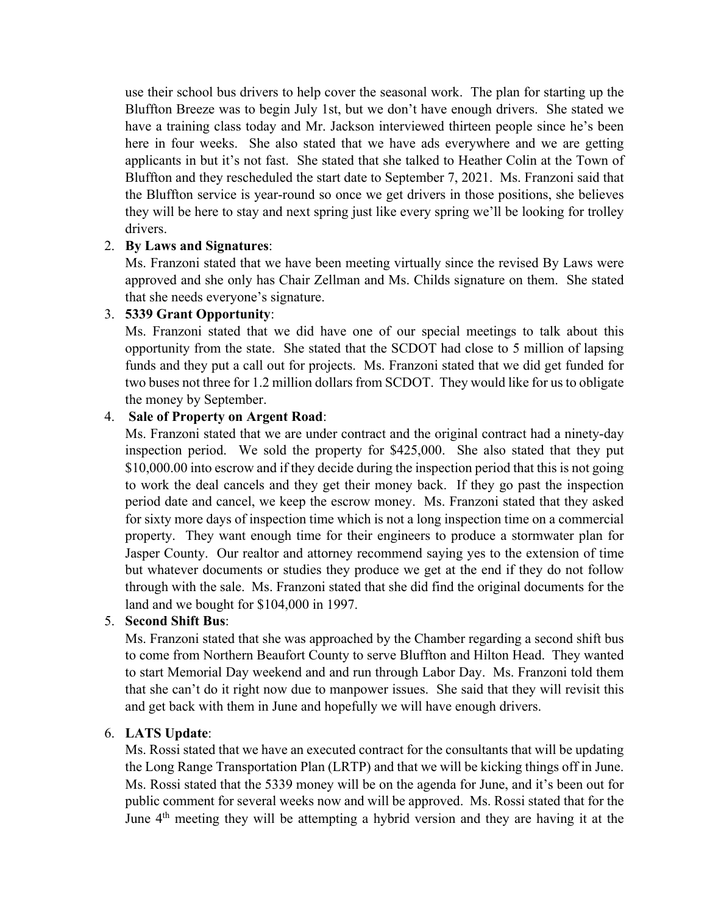use their school bus drivers to help cover the seasonal work. The plan for starting up the Bluffton Breeze was to begin July 1st, but we don't have enough drivers. She stated we have a training class today and Mr. Jackson interviewed thirteen people since he's been here in four weeks. She also stated that we have ads everywhere and we are getting applicants in but it's not fast. She stated that she talked to Heather Colin at the Town of Bluffton and they rescheduled the start date to September 7, 2021. Ms. Franzoni said that the Bluffton service is year-round so once we get drivers in those positions, she believes they will be here to stay and next spring just like every spring we'll be looking for trolley drivers.

2. **By Laws and Signatures**:
   Ms. Franzoni stated that we have been meeting virtually since the revised By Laws were approved and she only has Chair Zellman and Ms. Childs signature on them. She stated that she needs everyone's signature.

3. **5339 Grant Opportunity**:
   Ms. Franzoni stated that we did have one of our special meetings to talk about this opportunity from the state. She stated that the SCDOT had close to 5 million of lapsing funds and they put a call out for projects. Ms. Franzoni stated that we did get funded for two buses not three for 1.2 million dollars from SCDOT. They would like for us to obligate the money by September.

4. **Sale of Property on Argent Road**:
   Ms. Franzoni stated that we are under contract and the original contract had a ninety-day inspection period. We sold the property for $425,000. She also stated that they put $10,000.00 into escrow and if they decide during the inspection period that this is not going to work the deal cancels and they get their money back. If they go past the inspection period date and cancel, we keep the escrow money. Ms. Franzoni stated that they asked for sixty more days of inspection time which is not a long inspection time on a commercial property. They want enough time for their engineers to produce a stormwater plan for Jasper County. Our realtor and attorney recommend saying yes to the extension of time but whatever documents or studies they produce we get at the end if they do not follow through with the sale. Ms. Franzoni stated that she did find the original documents for the land and we bought for $104,000 in 1997.

5. **Second Shift Bus**:
   Ms. Franzoni stated that she was approached by the Chamber regarding a second shift bus to come from Northern Beaufort County to serve Bluffton and Hilton Head. They wanted to start Memorial Day weekend and and run through Labor Day. Ms. Franzoni told them that she can't do it right now due to manpower issues. She said that they will revisit this and get back with them in June and hopefully we will have enough drivers.

6. **LATS Update**:
   Ms. Rossi stated that we have an executed contract for the consultants that will be updating the Long Range Transportation Plan (LRTP) and that we will be kicking things off in June. Ms. Rossi stated that the 5339 money will be on the agenda for June, and it's been out for public comment for several weeks now and will be approved. Ms. Rossi stated that for the June 4th meeting they will be attempting a hybrid version and they are having it at the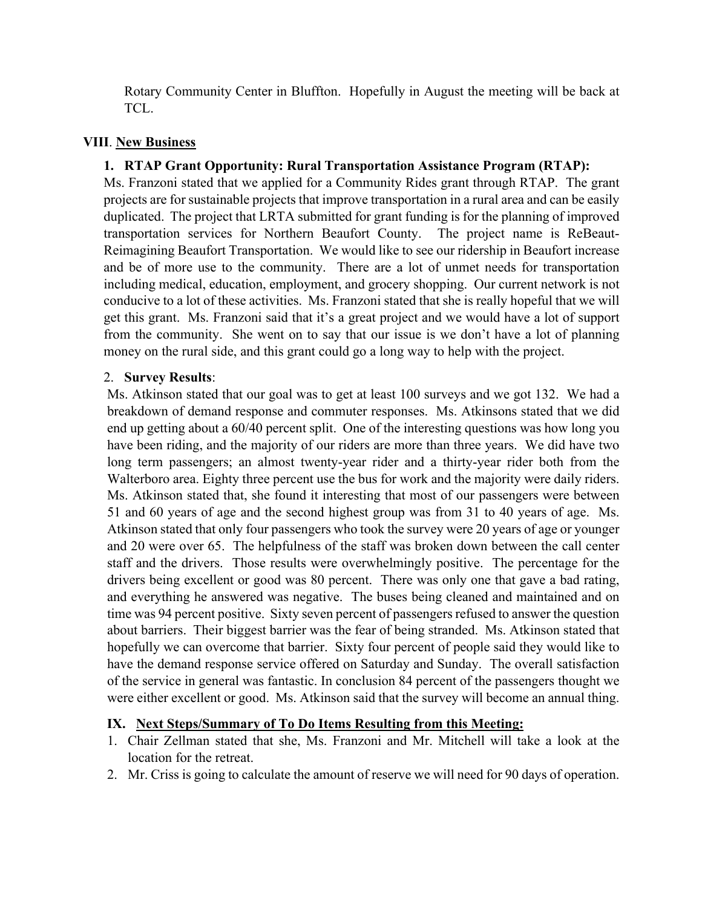Rotary Community Center in Bluffton. Hopefully in August the meeting will be back at TCL.

## VIII. New Business

### 1. RTAP Grant Opportunity: Rural Transportation Assistance Program (RTAP):

Ms. Franzoni stated that we applied for a Community Rides grant through RTAP. The grant projects are for sustainable projects that improve transportation in a rural area and can be easily duplicated. The project that LRTA submitted for grant funding is for the planning of improved transportation services for Northern Beaufort County. The project name is ReBeaut-Reimagining Beaufort Transportation. We would like to see our ridership in Beaufort increase and be of more use to the community. There are a lot of unmet needs for transportation including medical, education, employment, and grocery shopping. Our current network is not conducive to a lot of these activities. Ms. Franzoni stated that she is really hopeful that we will get this grant. Ms. Franzoni said that it's a great project and we would have a lot of support from the community. She went on to say that our issue is we don't have a lot of planning money on the rural side, and this grant could go a long way to help with the project.

### 2. Survey Results:

Ms. Atkinson stated that our goal was to get at least 100 surveys and we got 132. We had a breakdown of demand response and commuter responses. Ms. Atkinsons stated that we did end up getting about a 60/40 percent split. One of the interesting questions was how long you have been riding, and the majority of our riders are more than three years. We did have two long term passengers; an almost twenty-year rider and a thirty-year rider both from the Walterboro area. Eighty three percent use the bus for work and the majority were daily riders. Ms. Atkinson stated that, she found it interesting that most of our passengers were between 51 and 60 years of age and the second highest group was from 31 to 40 years of age. Ms. Atkinson stated that only four passengers who took the survey were 20 years of age or younger and 20 were over 65. The helpfulness of the staff was broken down between the call center staff and the drivers. Those results were overwhelmingly positive. The percentage for the drivers being excellent or good was 80 percent. There was only one that gave a bad rating, and everything he answered was negative. The buses being cleaned and maintained and on time was 94 percent positive. Sixty seven percent of passengers refused to answer the question about barriers. Their biggest barrier was the fear of being stranded. Ms. Atkinson stated that hopefully we can overcome that barrier. Sixty four percent of people said they would like to have the demand response service offered on Saturday and Sunday. The overall satisfaction of the service in general was fantastic. In conclusion 84 percent of the passengers thought we were either excellent or good. Ms. Atkinson said that the survey will become an annual thing.

## IX. Next Steps/Summary of To Do Items Resulting from this Meeting:

1. Chair Zellman stated that she, Ms. Franzoni and Mr. Mitchell will take a look at the location for the retreat.
2. Mr. Criss is going to calculate the amount of reserve we will need for 90 days of operation.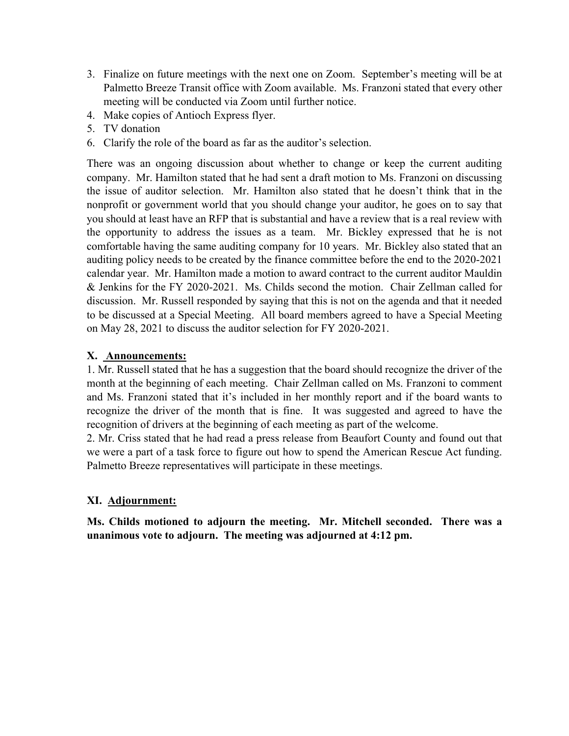3. Finalize on future meetings with the next one on Zoom. September's meeting will be at Palmetto Breeze Transit office with Zoom available. Ms. Franzoni stated that every other meeting will be conducted via Zoom until further notice.
4. Make copies of Antioch Express flyer.
5. TV donation
6. Clarify the role of the board as far as the auditor's selection.

There was an ongoing discussion about whether to change or keep the current auditing company. Mr. Hamilton stated that he had sent a draft motion to Ms. Franzoni on discussing the issue of auditor selection. Mr. Hamilton also stated that he doesn't think that in the nonprofit or government world that you should change your auditor, he goes on to say that you should at least have an RFP that is substantial and have a review that is a real review with the opportunity to address the issues as a team. Mr. Bickley expressed that he is not comfortable having the same auditing company for 10 years. Mr. Bickley also stated that an auditing policy needs to be created by the finance committee before the end to the 2020-2021 calendar year. Mr. Hamilton made a motion to award contract to the current auditor Mauldin & Jenkins for the FY 2020-2021. Ms. Childs second the motion. Chair Zellman called for discussion. Mr. Russell responded by saying that this is not on the agenda and that it needed to be discussed at a Special Meeting. All board members agreed to have a Special Meeting on May 28, 2021 to discuss the auditor selection for FY 2020-2021.

## X. Announcements:

1. Mr. Russell stated that he has a suggestion that the board should recognize the driver of the month at the beginning of each meeting. Chair Zellman called on Ms. Franzoni to comment and Ms. Franzoni stated that it's included in her monthly report and if the board wants to recognize the driver of the month that is fine. It was suggested and agreed to have the recognition of drivers at the beginning of each meeting as part of the welcome.
2. Mr. Criss stated that he had read a press release from Beaufort County and found out that we were a part of a task force to figure out how to spend the American Rescue Act funding. Palmetto Breeze representatives will participate in these meetings.

## XI. Adjournment:

**Ms. Childs motioned to adjourn the meeting. Mr. Mitchell seconded. There was a unanimous vote to adjourn. The meeting was adjourned at 4:12 pm.**